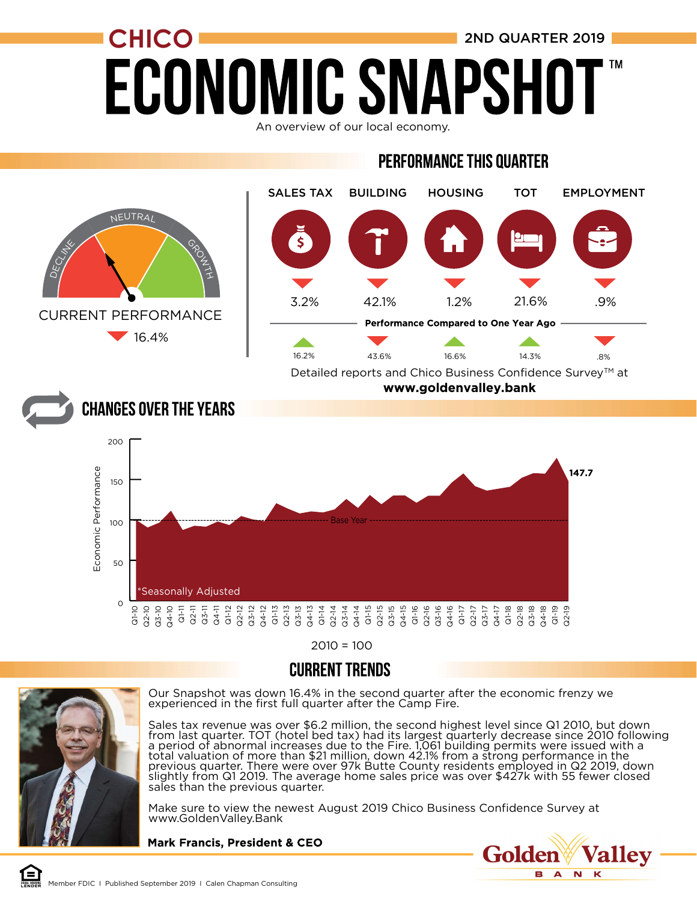# CHICO ECONOMIC SNAPSHOT™

2ND QUARTER 2019

An overview of our local economy.

## PERFORMANCE THIS QUARTER

CURRENT PERFORMANCE

▼ 16.4%

| | SALES TAX | BUILDING | HOUSING | TOT | EMPLOYMENT |
|---|---|---|---|---|---|
| This quarter | ▼ 3.2% | ▼ 42.1% | ▼ 1.2% | ▼ 21.6% | ▼ .9% |
| Performance Compared to One Year Ago | ▲ 16.2% | ▼ 43.6% | ▲ 16.6% | ▲ 14.3% | ▼ .8% |

Detailed reports and Chico Business Confidence Survey™ at **www.goldenvalley.bank**

## CHANGES OVER THE YEARS

Economic Performance, Q1-10 to Q2-19 (Base Year = 100; latest value 147.7)

*Seasonally Adjusted

2010 = 100

## CURRENT TRENDS

Our Snapshot was down 16.4% in the second quarter after the economic frenzy we experienced in the first full quarter after the Camp Fire.

Sales tax revenue was over $6.2 million, the second highest level since Q1 2010, but down from last quarter. TOT (hotel bed tax) had its largest quarterly decrease since 2010 following a period of abnormal increases due to the Fire. 1,061 building permits were issued with a total valuation of more than $21 million, down 42.1% from a strong performance in the previous quarter. There were over 97k Butte County residents employed in Q2 2019, down slightly from Q1 2019. The average home sales price was over $427k with 55 fewer closed sales than the previous quarter.

Make sure to view the newest August 2019 Chico Business Confidence Survey at www.GoldenValley.Bank

**Mark Francis, President & CEO**

Golden Valley BANK

Member FDIC | Published September 2019 | Calen Chapman Consulting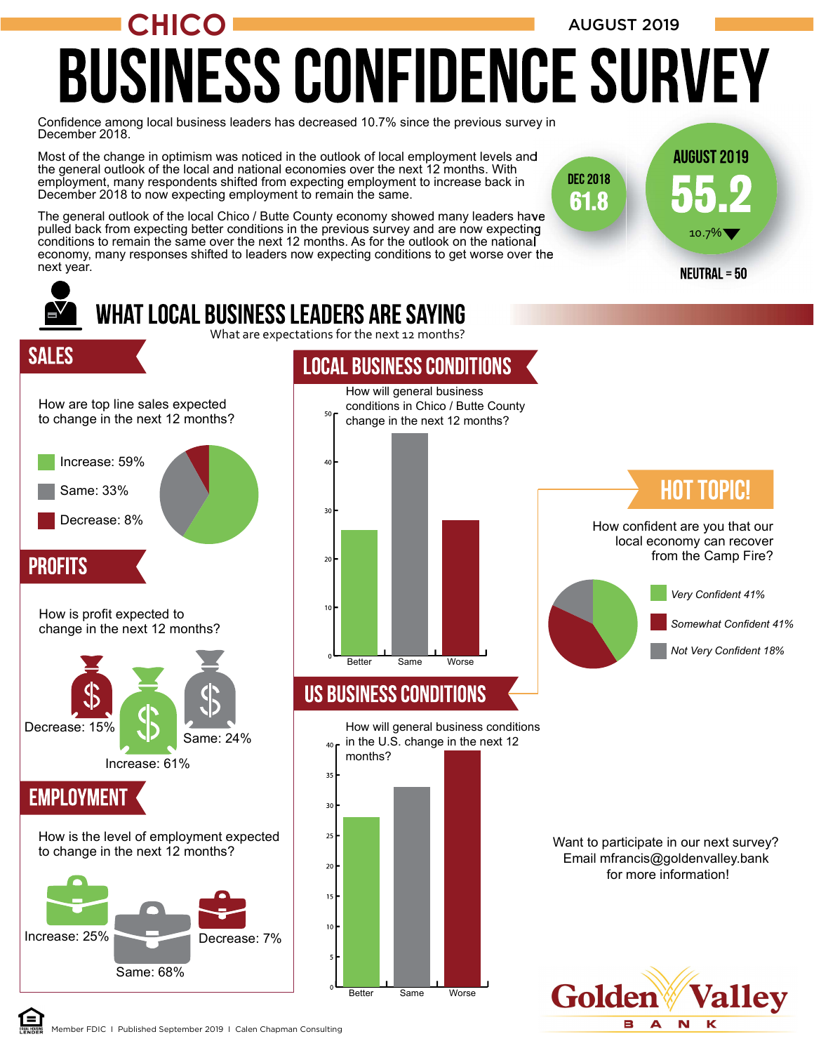# CHICO BUSINESS CONFIDENCE SURVEY

AUGUST 2019

Confidence among local business leaders has decreased 10.7% since the previous survey in December 2018.

Most of the change in optimism was noticed in the outlook of local employment levels and the general outlook of the local and national economies over the next 12 months. With employment, many respondents shifted from expecting employment to increase back in December 2018 to now expecting employment to remain the same.

The general outlook of the local Chico / Butte County economy showed many leaders have pulled back from expecting better conditions in the previous survey and are now expecting conditions to remain the same over the next 12 months. As for the outlook on the national economy, many responses shifted to leaders now expecting conditions to get worse over the next year.

DEC 2018 **61.8**

AUGUST 2019 **55.2** 10.7% ▼

NEUTRAL = 50

## WHAT LOCAL BUSINESS LEADERS ARE SAYING

What are expectations for the next 12 months?

### SALES

How are top line sales expected to change in the next 12 months?

- Increase: 59%
- Same: 33%
- Decrease: 8%

### PROFITS

How is profit expected to change in the next 12 months?

- Decrease: 15%
- Increase: 61%
- Same: 24%

### EMPLOYMENT

How is the level of employment expected to change in the next 12 months?

- Increase: 25%
- Same: 68%
- Decrease: 7%

### LOCAL BUSINESS CONDITIONS

How will general business conditions in Chico / Butte County change in the next 12 months?

Better | Same | Worse

### US BUSINESS CONDITIONS

How will general business conditions in the U.S. change in the next 12 months?

Better | Same | Worse

### HOT TOPIC!

How confident are you that our local economy can recover from the Camp Fire?

- *Very Confident 41%*
- *Somewhat Confident 41%*
- *Not Very Confident 18%*

Want to participate in our next survey? Email mfrancis@goldenvalley.bank for more information!

Golden Valley BANK

Member FDIC | Published September 2019 | Calen Chapman Consulting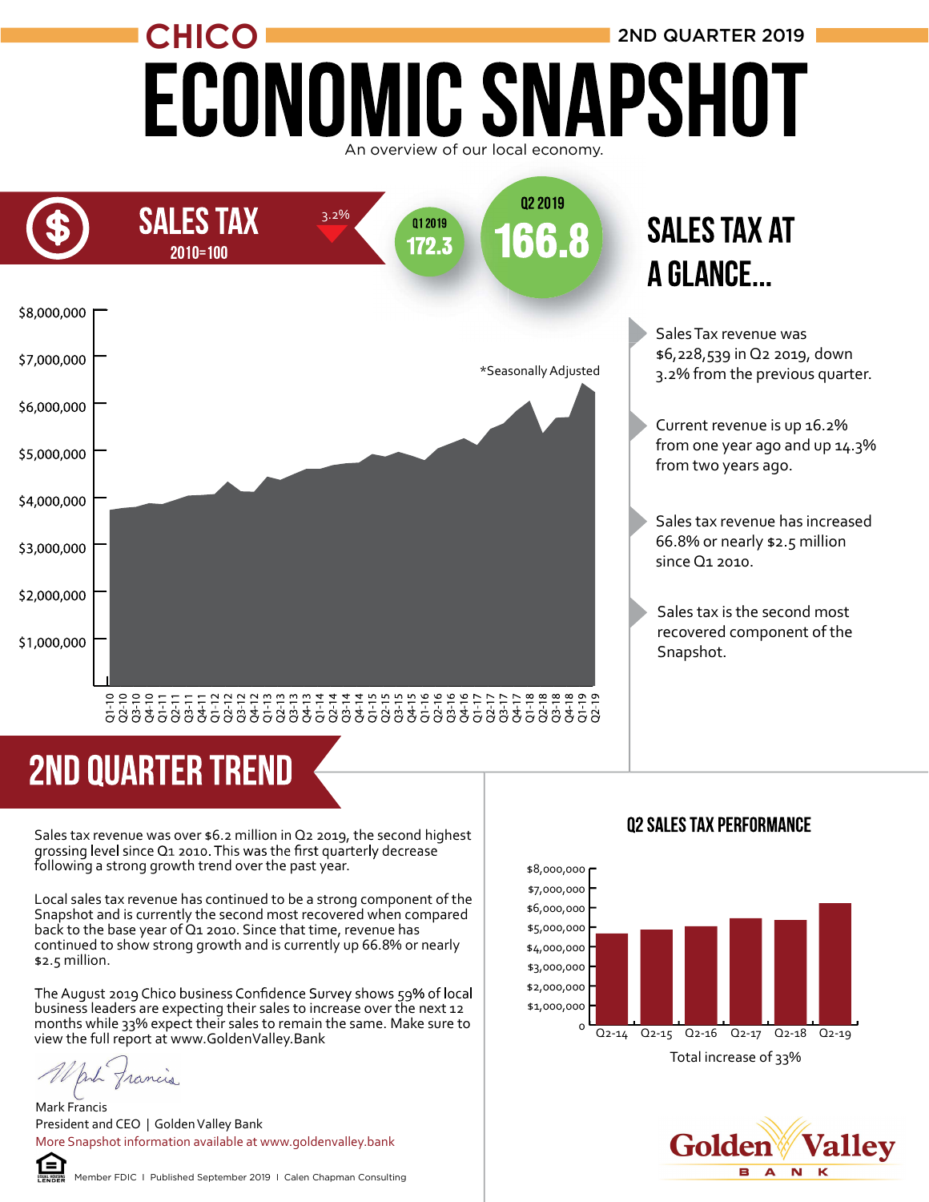CHICO

2ND QUARTER 2019

# ECONOMIC SNAPSHOT

An overview of our local economy.

## SALES TAX

2010=100

3.2%

Q1 2019 **172.3**

Q2 2019 **166.8**

*Seasonally Adjusted

## SALES TAX AT A GLANCE...

- Sales Tax revenue was $6,228,539 in Q2 2019, down 3.2% from the previous quarter.
- Current revenue is up 16.2% from one year ago and up 14.3% from two years ago.
- Sales tax revenue has increased 66.8% or nearly $2.5 million since Q1 2010.
- Sales tax is the second most recovered component of the Snapshot.

## 2ND QUARTER TREND

Sales tax revenue was over $6.2 million in Q2 2019, the second highest grossing level since Q1 2010. This was the first quarterly decrease following a strong growth trend over the past year.

Local sales tax revenue has continued to be a strong component of the Snapshot and is currently the second most recovered when compared back to the base year of Q1 2010. Since that time, revenue has continued to show strong growth and is currently up 66.8% or nearly $2.5 million.

The August 2019 Chico business Confidence Survey shows 59% of local business leaders are expecting their sales to increase over the next 12 months while 33% expect their sales to remain the same. Make sure to view the full report at www.GoldenValley.Bank

Mark Francis
President and CEO | Golden Valley Bank
More Snapshot information available at www.goldenvalley.bank

### Q2 SALES TAX PERFORMANCE

Total increase of 33%

Member FDIC | Published September 2019 | Calen Chapman Consulting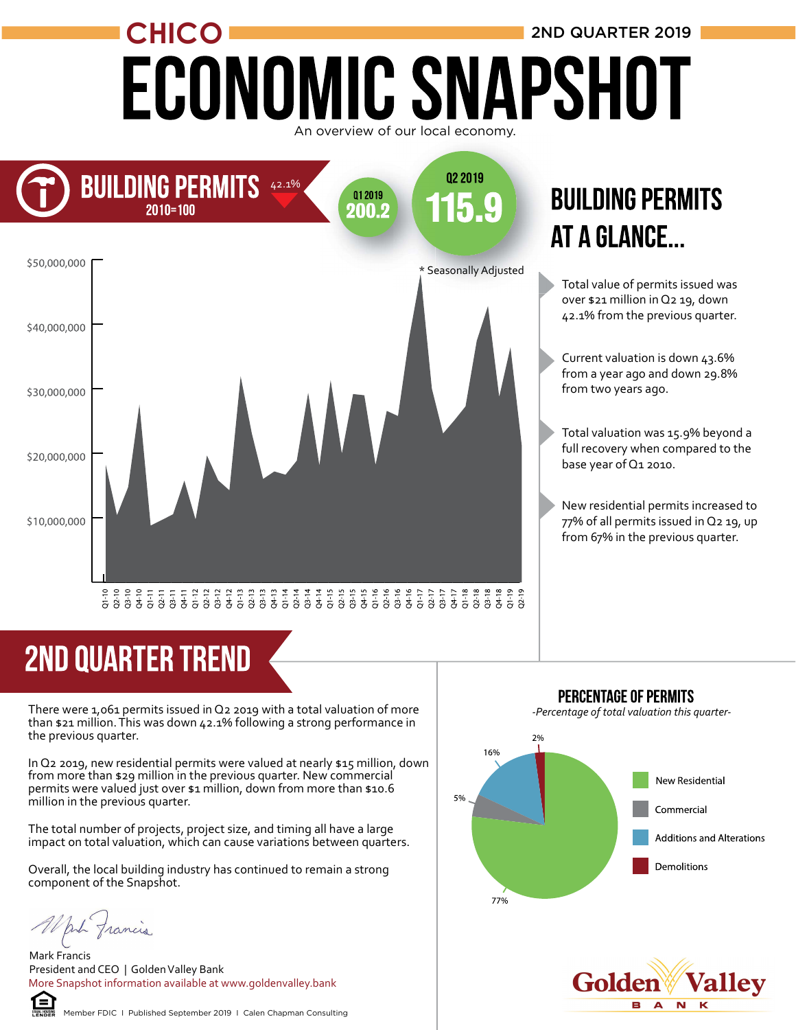# CHICO ECONOMIC SNAPSHOT

2ND QUARTER 2019

An overview of our local economy.

## BUILDING PERMITS

2010=100

42.1% (down)

Q1 2019: 200.2

Q2 2019: 115.9

\* Seasonally Adjusted

## BUILDING PERMITS AT A GLANCE...

- Total value of permits issued was over $21 million in Q2 19, down 42.1% from the previous quarter.
- Current valuation is down 43.6% from a year ago and down 29.8% from two years ago.
- Total valuation was 15.9% beyond a full recovery when compared to the base year of Q1 2010.
- New residential permits increased to 77% of all permits issued in Q2 19, up from 67% in the previous quarter.

## 2ND QUARTER TREND

There were 1,061 permits issued in Q2 2019 with a total valuation of more than $21 million. This was down 42.1% following a strong performance in the previous quarter.

In Q2 2019, new residential permits were valued at nearly $15 million, down from more than $29 million in the previous quarter. New commercial permits were valued just over $1 million, down from more than $10.6 million in the previous quarter.

The total number of projects, project size, and timing all have a large impact on total valuation, which can cause variations between quarters.

Overall, the local building industry has continued to remain a strong component of the Snapshot.

Mark Francis
President and CEO | Golden Valley Bank
More Snapshot information available at www.goldenvalley.bank

### PERCENTAGE OF PERMITS

*-Percentage of total valuation this quarter-*

| Category | Percentage |
|---|---|
| New Residential | 77% |
| Commercial | 5% |
| Additions and Alterations | 16% |
| Demolitions | 2% |

Member FDIC | Published September 2019 | Calen Chapman Consulting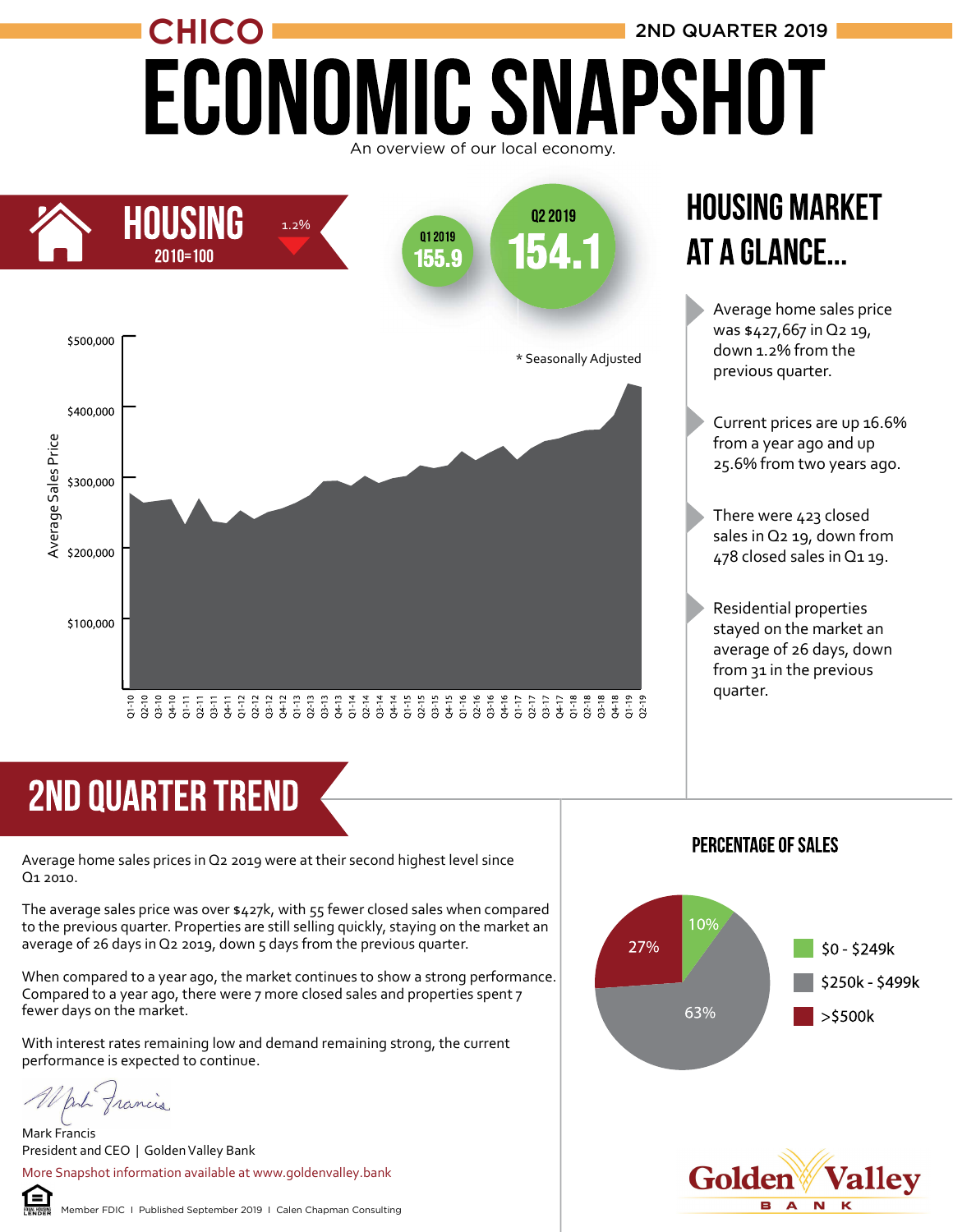CHICO — 2ND QUARTER 2019

# ECONOMIC SNAPSHOT

An overview of our local economy.

## HOUSING

2010=100

1.2%

Q1 2019: 155.9

Q2 2019: 154.1

* Seasonally Adjusted

## HOUSING MARKET AT A GLANCE...

- Average home sales price was $427,667 in Q2 19, down 1.2% from the previous quarter.
- Current prices are up 16.6% from a year ago and up 25.6% from two years ago.
- There were 423 closed sales in Q2 19, down from 478 closed sales in Q1 19.
- Residential properties stayed on the market an average of 26 days, down from 31 in the previous quarter.

## 2ND QUARTER TREND

Average home sales prices in Q2 2019 were at their second highest level since Q1 2010.

The average sales price was over $427k, with 55 fewer closed sales when compared to the previous quarter. Properties are still selling quickly, staying on the market an average of 26 days in Q2 2019, down 5 days from the previous quarter.

When compared to a year ago, the market continues to show a strong performance. Compared to a year ago, there were 7 more closed sales and properties spent 7 fewer days on the market.

With interest rates remaining low and demand remaining strong, the current performance is expected to continue.

Mark Francis
President and CEO | Golden Valley Bank

More Snapshot information available at www.goldenvalley.bank

## PERCENTAGE OF SALES

| Price Range | Percentage |
|---|---|
| $0 - $249k | 10% |
| $250k - $499k | 63% |
| >$500k | 27% |

Golden Valley Bank

Member FDIC | Published September 2019 | Calen Chapman Consulting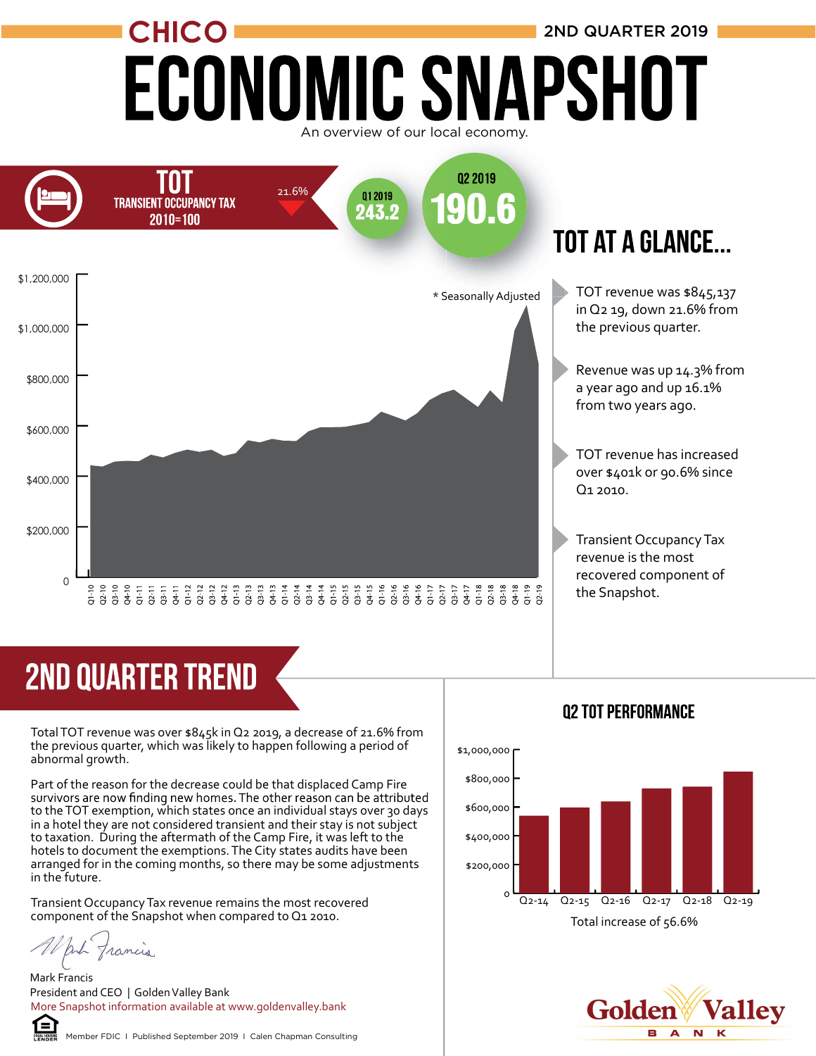# CHICO ECONOMIC SNAPSHOT

2ND QUARTER 2019

An overview of our local economy.

## TOT

TRANSIENT OCCUPANCY TAX

2010=100

21.6%

Q1 2019: 243.2

Q2 2019: 190.6

* Seasonally Adjusted

## TOT AT A GLANCE...

- TOT revenue was $845,137 in Q2 19, down 21.6% from the previous quarter.
- Revenue was up 14.3% from a year ago and up 16.1% from two years ago.
- TOT revenue has increased over $401k or 90.6% since Q1 2010.
- Transient Occupancy Tax revenue is the most recovered component of the Snapshot.

## 2ND QUARTER TREND

Total TOT revenue was over $845k in Q2 2019, a decrease of 21.6% from the previous quarter, which was likely to happen following a period of abnormal growth.

Part of the reason for the decrease could be that displaced Camp Fire survivors are now finding new homes. The other reason can be attributed to the TOT exemption, which states once an individual stays over 30 days in a hotel they are not considered transient and their stay is not subject to taxation. During the aftermath of the Camp Fire, it was left to the hotels to document the exemptions. The City states audits have been arranged for in the coming months, so there may be some adjustments in the future.

Transient Occupancy Tax revenue remains the most recovered component of the Snapshot when compared to Q1 2010.

Mark Francis
President and CEO | Golden Valley Bank
More Snapshot information available at www.goldenvalley.bank

Member FDIC | Published September 2019 | Calen Chapman Consulting

### Q2 TOT PERFORMANCE

Total increase of 56.6%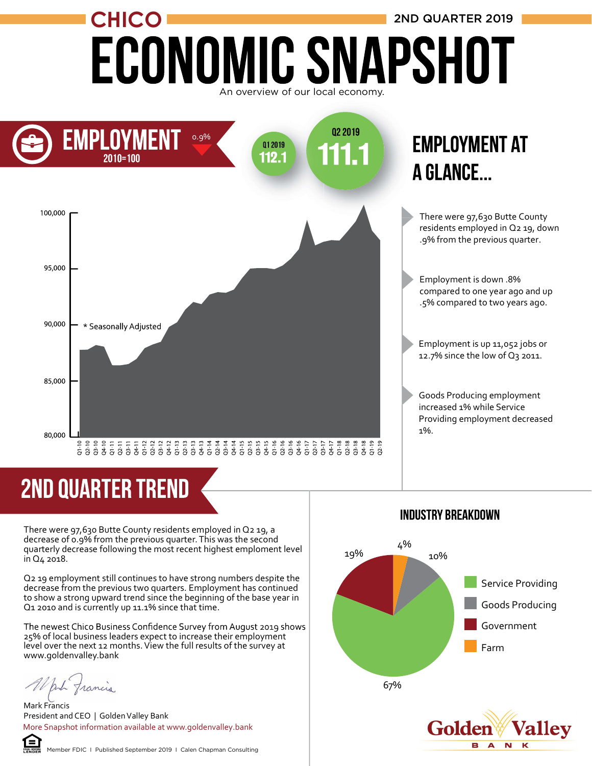CHICO

2ND QUARTER 2019

# ECONOMIC SNAPSHOT

An overview of our local economy.

## EMPLOYMENT

2010=100

0.9%

Q1 2019
112.1

Q2 2019
111.1

100,000
95,000
90,000
85,000
80,000

* Seasonally Adjusted

Q1-10 Q2-10 Q3-10 Q4-10 Q1-11 Q2-11 Q3-11 Q4-11 Q1-12 Q2-12 Q3-12 Q4-12 Q1-13 Q2-13 Q3-13 Q4-13 Q1-14 Q2-14 Q3-14 Q4-14 Q1-15 Q2-15 Q3-15 Q4-15 Q1-16 Q2-16 Q3-16 Q4-16 Q1-17 Q2-17 Q3-17 Q4-17 Q1-18 Q2-18 Q3-18 Q4-18 Q1-19 Q2-19

## EMPLOYMENT AT A GLANCE...

- There were 97,630 Butte County residents employed in Q2 19, down .9% from the previous quarter.
- Employment is down .8% compared to one year ago and up .5% compared to two years ago.
- Employment is up 11,052 jobs or 12.7% since the low of Q3 2011.
- Goods Producing employment increased 1% while Service Providing employment decreased 1%.

## 2ND QUARTER TREND

There were 97,630 Butte County residents employed in Q2 19, a decrease of 0.9% from the previous quarter. This was the second quarterly decrease following the most recent highest emplovment level in Q4 2018.

Q2 19 employment still continues to have strong numbers despite the decrease from the previous two quarters. Employment has continued to show a strong upward trend since the beginning of the base year in Q1 2010 and is currently up 11.1% since that time.

The newest Chico Business Confidence Survey from August 2019 shows 25% of local business leaders expect to increase their employment level over the next 12 months. View the full results of the survey at www.goldenvalley.bank

Mark Francis
President and CEO | Golden Valley Bank
More Snapshot information available at www.goldenvalley.bank

### INDUSTRY BREAKDOWN

4%
10%
19%
67%

Service Providing
Goods Producing
Government
Farm

Golden Valley BANK

Member FDIC | Published September 2019 | Calen Chapman Consulting